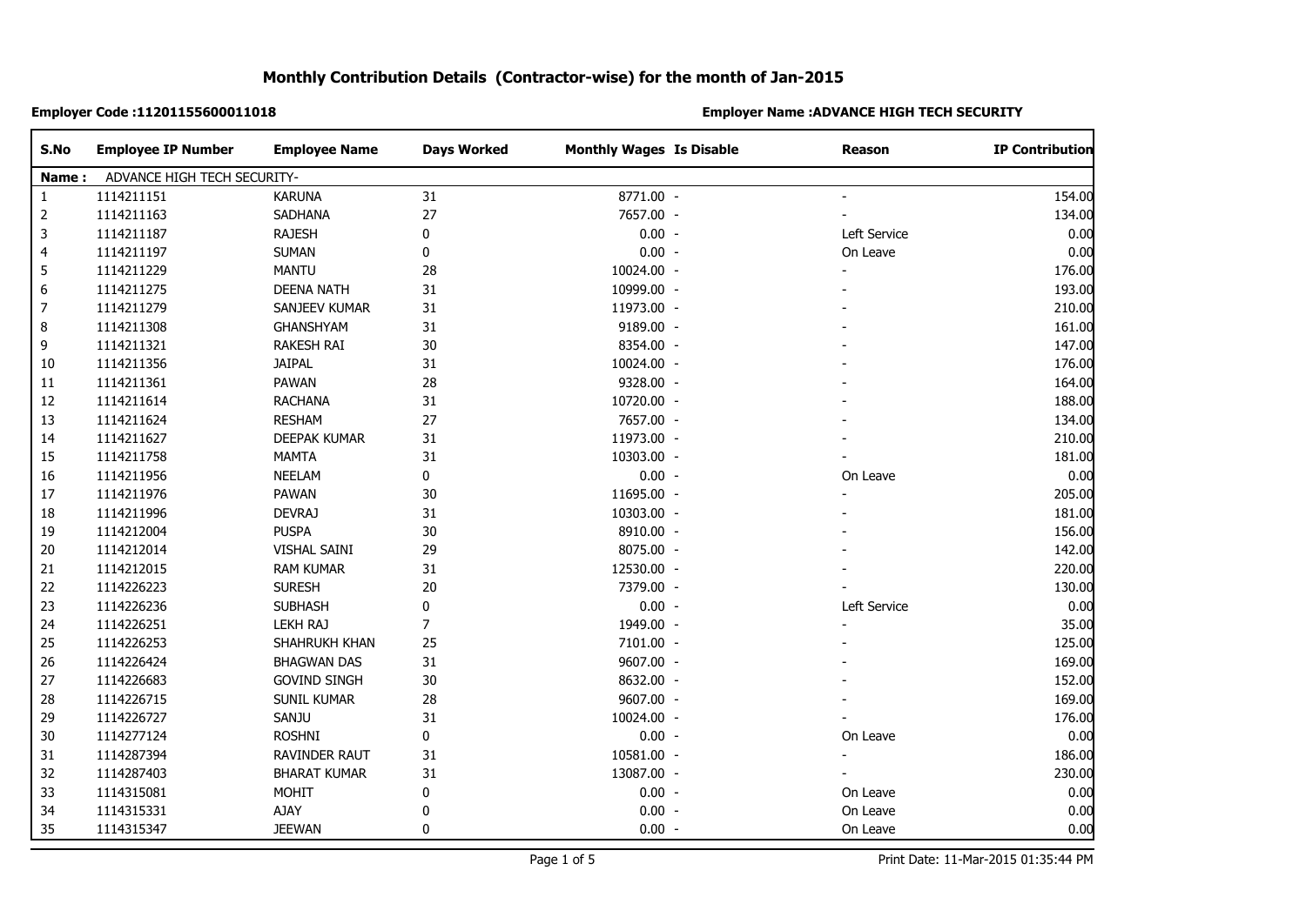# Monthly Contribution Details (Contractor-wise) for the month of Jan-2015

**Employer Code :11201155600011018** **Employer Name :ADVANCE HIGH TECH SECURITY**

| S.No | Employee IP Number | Employee Name | Days Worked | Monthly Wages | Is Disable | Reason | IP Contribution |
|---|---|---|---|---|---|---|---|
| **Name :** | ADVANCE HIGH TECH SECURITY- | | | | | | |
| 1 | 1114211151 | KARUNA | 31 | 8771.00 | - | - | 154.00 |
| 2 | 1114211163 | SADHANA | 27 | 7657.00 | - | - | 134.00 |
| 3 | 1114211187 | RAJESH | 0 | 0.00 | - | Left Service | 0.00 |
| 4 | 1114211197 | SUMAN | 0 | 0.00 | - | On Leave | 0.00 |
| 5 | 1114211229 | MANTU | 28 | 10024.00 | - | - | 176.00 |
| 6 | 1114211275 | DEENA NATH | 31 | 10999.00 | - | - | 193.00 |
| 7 | 1114211279 | SANJEEV KUMAR | 31 | 11973.00 | - | - | 210.00 |
| 8 | 1114211308 | GHANSHYAM | 31 | 9189.00 | - | - | 161.00 |
| 9 | 1114211321 | RAKESH RAI | 30 | 8354.00 | - | - | 147.00 |
| 10 | 1114211356 | JAIPAL | 31 | 10024.00 | - | - | 176.00 |
| 11 | 1114211361 | PAWAN | 28 | 9328.00 | - | - | 164.00 |
| 12 | 1114211614 | RACHANA | 31 | 10720.00 | - | - | 188.00 |
| 13 | 1114211624 | RESHAM | 27 | 7657.00 | - | - | 134.00 |
| 14 | 1114211627 | DEEPAK KUMAR | 31 | 11973.00 | - | - | 210.00 |
| 15 | 1114211758 | MAMTA | 31 | 10303.00 | - | - | 181.00 |
| 16 | 1114211956 | NEELAM | 0 | 0.00 | - | On Leave | 0.00 |
| 17 | 1114211976 | PAWAN | 30 | 11695.00 | - | - | 205.00 |
| 18 | 1114211996 | DEVRAJ | 31 | 10303.00 | - | - | 181.00 |
| 19 | 1114212004 | PUSPA | 30 | 8910.00 | - | - | 156.00 |
| 20 | 1114212014 | VISHAL SAINI | 29 | 8075.00 | - | - | 142.00 |
| 21 | 1114212015 | RAM KUMAR | 31 | 12530.00 | - | - | 220.00 |
| 22 | 1114226223 | SURESH | 20 | 7379.00 | - | - | 130.00 |
| 23 | 1114226236 | SUBHASH | 0 | 0.00 | - | Left Service | 0.00 |
| 24 | 1114226251 | LEKH RAJ | 7 | 1949.00 | - | - | 35.00 |
| 25 | 1114226253 | SHAHRUKH KHAN | 25 | 7101.00 | - | - | 125.00 |
| 26 | 1114226424 | BHAGWAN DAS | 31 | 9607.00 | - | - | 169.00 |
| 27 | 1114226683 | GOVIND SINGH | 30 | 8632.00 | - | - | 152.00 |
| 28 | 1114226715 | SUNIL KUMAR | 28 | 9607.00 | - | - | 169.00 |
| 29 | 1114226727 | SANJU | 31 | 10024.00 | - | - | 176.00 |
| 30 | 1114277124 | ROSHNI | 0 | 0.00 | - | On Leave | 0.00 |
| 31 | 1114287394 | RAVINDER RAUT | 31 | 10581.00 | - | - | 186.00 |
| 32 | 1114287403 | BHARAT KUMAR | 31 | 13087.00 | - | - | 230.00 |
| 33 | 1114315081 | MOHIT | 0 | 0.00 | - | On Leave | 0.00 |
| 34 | 1114315331 | AJAY | 0 | 0.00 | - | On Leave | 0.00 |
| 35 | 1114315347 | JEEWAN | 0 | 0.00 | - | On Leave | 0.00 |

Print Date: 11-Mar-2015 01:35:44 PM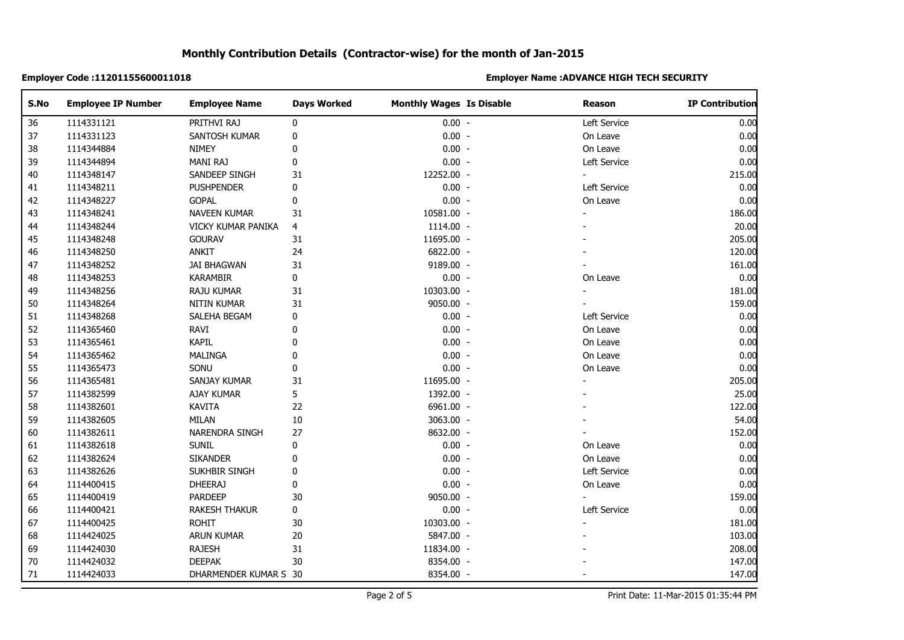## Monthly Contribution Details (Contractor-wise) for the month of Jan-2015

**Employer Code :11201155600011018**

**Employer Name :ADVANCE HIGH TECH SECURITY**

| S.No | Employee IP Number | Employee Name | Days Worked | Monthly Wages | Is Disable | Reason | IP Contribution |
|---|---|---|---|---|---|---|---|
| 36 | 1114331121 | PRITHVI RAJ | 0 | 0.00 | - | Left Service | 0.00 |
| 37 | 1114331123 | SANTOSH KUMAR | 0 | 0.00 | - | On Leave | 0.00 |
| 38 | 1114344884 | NIMEY | 0 | 0.00 | - | On Leave | 0.00 |
| 39 | 1114344894 | MANI RAJ | 0 | 0.00 | - | Left Service | 0.00 |
| 40 | 1114348147 | SANDEEP SINGH | 31 | 12252.00 | - | - | 215.00 |
| 41 | 1114348211 | PUSHPENDER | 0 | 0.00 | - | Left Service | 0.00 |
| 42 | 1114348227 | GOPAL | 0 | 0.00 | - | On Leave | 0.00 |
| 43 | 1114348241 | NAVEEN KUMAR | 31 | 10581.00 | - | - | 186.00 |
| 44 | 1114348244 | VICKY KUMAR PANIKA | 4 | 1114.00 | - | - | 20.00 |
| 45 | 1114348248 | GOURAV | 31 | 11695.00 | - | - | 205.00 |
| 46 | 1114348250 | ANKIT | 24 | 6822.00 | - | - | 120.00 |
| 47 | 1114348252 | JAI BHAGWAN | 31 | 9189.00 | - | - | 161.00 |
| 48 | 1114348253 | KARAMBIR | 0 | 0.00 | - | On Leave | 0.00 |
| 49 | 1114348256 | RAJU KUMAR | 31 | 10303.00 | - | - | 181.00 |
| 50 | 1114348264 | NITIN KUMAR | 31 | 9050.00 | - | - | 159.00 |
| 51 | 1114348268 | SALEHA BEGAM | 0 | 0.00 | - | Left Service | 0.00 |
| 52 | 1114365460 | RAVI | 0 | 0.00 | - | On Leave | 0.00 |
| 53 | 1114365461 | KAPIL | 0 | 0.00 | - | On Leave | 0.00 |
| 54 | 1114365462 | MALINGA | 0 | 0.00 | - | On Leave | 0.00 |
| 55 | 1114365473 | SONU | 0 | 0.00 | - | On Leave | 0.00 |
| 56 | 1114365481 | SANJAY KUMAR | 31 | 11695.00 | - | - | 205.00 |
| 57 | 1114382599 | AJAY KUMAR | 5 | 1392.00 | - | - | 25.00 |
| 58 | 1114382601 | KAVITA | 22 | 6961.00 | - | - | 122.00 |
| 59 | 1114382605 | MILAN | 10 | 3063.00 | - | - | 54.00 |
| 60 | 1114382611 | NARENDRA SINGH | 27 | 8632.00 | - | - | 152.00 |
| 61 | 1114382618 | SUNIL | 0 | 0.00 | - | On Leave | 0.00 |
| 62 | 1114382624 | SIKANDER | 0 | 0.00 | - | On Leave | 0.00 |
| 63 | 1114382626 | SUKHBIR SINGH | 0 | 0.00 | - | Left Service | 0.00 |
| 64 | 1114400415 | DHEERAJ | 0 | 0.00 | - | On Leave | 0.00 |
| 65 | 1114400419 | PARDEEP | 30 | 9050.00 | - | - | 159.00 |
| 66 | 1114400421 | RAKESH THAKUR | 0 | 0.00 | - | Left Service | 0.00 |
| 67 | 1114400425 | ROHIT | 30 | 10303.00 | - | - | 181.00 |
| 68 | 1114424025 | ARUN KUMAR | 20 | 5847.00 | - | - | 103.00 |
| 69 | 1114424030 | RAJESH | 31 | 11834.00 | - | - | 208.00 |
| 70 | 1114424032 | DEEPAK | 30 | 8354.00 | - | - | 147.00 |
| 71 | 1114424033 | DHARMENDER KUMAR S | 30 | 8354.00 | - | - | 147.00 |

Print Date: 11-Mar-2015 01:35:44 PM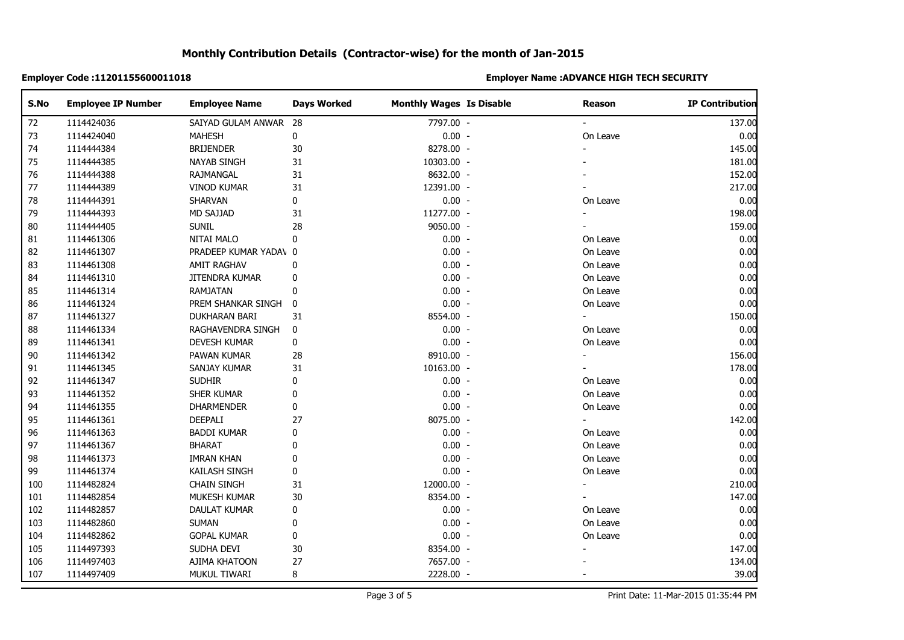## Monthly Contribution Details (Contractor-wise) for the month of Jan-2015

**Employer Code :11201155600011018**

**Employer Name :ADVANCE HIGH TECH SECURITY**

| S.No | Employee IP Number | Employee Name | Days Worked | Monthly Wages | Is Disable | Reason | IP Contribution |
|---|---|---|---|---|---|---|---|
| 72 | 1114424036 | SAIYAD GULAM ANWAR | 28 | 7797.00 | - | - | 137.00 |
| 73 | 1114424040 | MAHESH | 0 | 0.00 | - | On Leave | 0.00 |
| 74 | 1114444384 | BRIJENDER | 30 | 8278.00 | - | - | 145.00 |
| 75 | 1114444385 | NAYAB SINGH | 31 | 10303.00 | - | - | 181.00 |
| 76 | 1114444388 | RAJMANGAL | 31 | 8632.00 | - | - | 152.00 |
| 77 | 1114444389 | VINOD KUMAR | 31 | 12391.00 | - | - | 217.00 |
| 78 | 1114444391 | SHARVAN | 0 | 0.00 | - | On Leave | 0.00 |
| 79 | 1114444393 | MD SAJJAD | 31 | 11277.00 | - | - | 198.00 |
| 80 | 1114444405 | SUNIL | 28 | 9050.00 | - | - | 159.00 |
| 81 | 1114461306 | NITAI MALO | 0 | 0.00 | - | On Leave | 0.00 |
| 82 | 1114461307 | PRADEEP KUMAR YADAV | 0 | 0.00 | - | On Leave | 0.00 |
| 83 | 1114461308 | AMIT RAGHAV | 0 | 0.00 | - | On Leave | 0.00 |
| 84 | 1114461310 | JITENDRA KUMAR | 0 | 0.00 | - | On Leave | 0.00 |
| 85 | 1114461314 | RAMJATAN | 0 | 0.00 | - | On Leave | 0.00 |
| 86 | 1114461324 | PREM SHANKAR SINGH | 0 | 0.00 | - | On Leave | 0.00 |
| 87 | 1114461327 | DUKHARAN BARI | 31 | 8554.00 | - | - | 150.00 |
| 88 | 1114461334 | RAGHAVENDRA SINGH | 0 | 0.00 | - | On Leave | 0.00 |
| 89 | 1114461341 | DEVESH KUMAR | 0 | 0.00 | - | On Leave | 0.00 |
| 90 | 1114461342 | PAWAN KUMAR | 28 | 8910.00 | - | - | 156.00 |
| 91 | 1114461345 | SANJAY KUMAR | 31 | 10163.00 | - | - | 178.00 |
| 92 | 1114461347 | SUDHIR | 0 | 0.00 | - | On Leave | 0.00 |
| 93 | 1114461352 | SHER KUMAR | 0 | 0.00 | - | On Leave | 0.00 |
| 94 | 1114461355 | DHARMENDER | 0 | 0.00 | - | On Leave | 0.00 |
| 95 | 1114461361 | DEEPALI | 27 | 8075.00 | - | - | 142.00 |
| 96 | 1114461363 | BADDI KUMAR | 0 | 0.00 | - | On Leave | 0.00 |
| 97 | 1114461367 | BHARAT | 0 | 0.00 | - | On Leave | 0.00 |
| 98 | 1114461373 | IMRAN KHAN | 0 | 0.00 | - | On Leave | 0.00 |
| 99 | 1114461374 | KAILASH SINGH | 0 | 0.00 | - | On Leave | 0.00 |
| 100 | 1114482824 | CHAIN SINGH | 31 | 12000.00 | - | - | 210.00 |
| 101 | 1114482854 | MUKESH KUMAR | 30 | 8354.00 | - | - | 147.00 |
| 102 | 1114482857 | DAULAT KUMAR | 0 | 0.00 | - | On Leave | 0.00 |
| 103 | 1114482860 | SUMAN | 0 | 0.00 | - | On Leave | 0.00 |
| 104 | 1114482862 | GOPAL KUMAR | 0 | 0.00 | - | On Leave | 0.00 |
| 105 | 1114497393 | SUDHA DEVI | 30 | 8354.00 | - | - | 147.00 |
| 106 | 1114497403 | AJIMA KHATOON | 27 | 7657.00 | - | - | 134.00 |
| 107 | 1114497409 | MUKUL TIWARI | 8 | 2228.00 | - | - | 39.00 |

Print Date: 11-Mar-2015 01:35:44 PM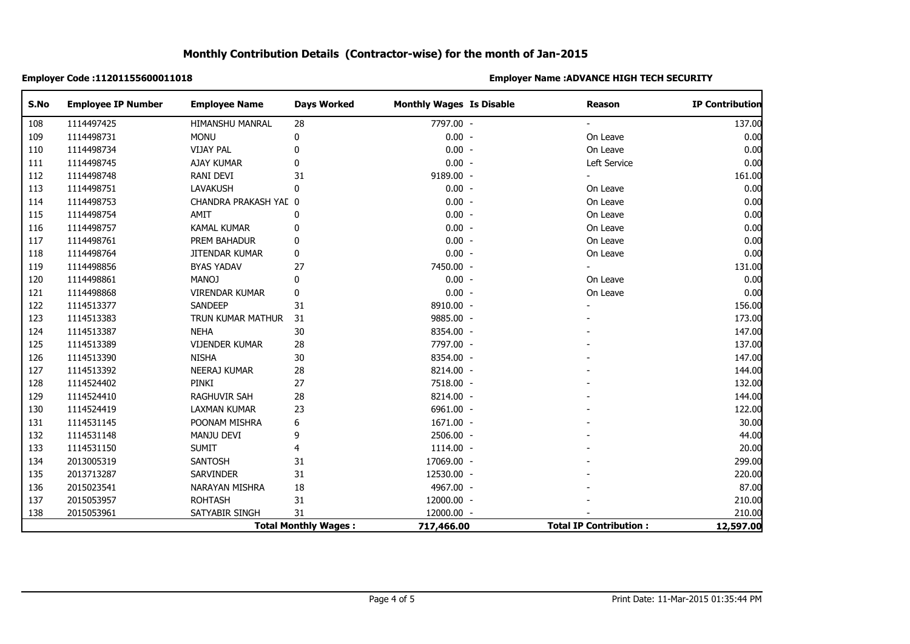# Monthly Contribution Details (Contractor-wise) for the month of Jan-2015

**Employer Code :11201155600011018**

**Employer Name :ADVANCE HIGH TECH SECURITY**

| S.No | Employee IP Number | Employee Name | Days Worked | Monthly Wages | Is Disable | Reason | IP Contribution |
|---|---|---|---|---|---|---|---|
| 108 | 1114497425 | HIMANSHU MANRAL | 28 | 7797.00 | - | - | 137.00 |
| 109 | 1114498731 | MONU | 0 | 0.00 | - | On Leave | 0.00 |
| 110 | 1114498734 | VIJAY PAL | 0 | 0.00 | - | On Leave | 0.00 |
| 111 | 1114498745 | AJAY KUMAR | 0 | 0.00 | - | Left Service | 0.00 |
| 112 | 1114498748 | RANI DEVI | 31 | 9189.00 | - | - | 161.00 |
| 113 | 1114498751 | LAVAKUSH | 0 | 0.00 | - | On Leave | 0.00 |
| 114 | 1114498753 | CHANDRA PRAKASH YAI | 0 | 0.00 | - | On Leave | 0.00 |
| 115 | 1114498754 | AMIT | 0 | 0.00 | - | On Leave | 0.00 |
| 116 | 1114498757 | KAMAL KUMAR | 0 | 0.00 | - | On Leave | 0.00 |
| 117 | 1114498761 | PREM BAHADUR | 0 | 0.00 | - | On Leave | 0.00 |
| 118 | 1114498764 | JITENDAR KUMAR | 0 | 0.00 | - | On Leave | 0.00 |
| 119 | 1114498856 | BYAS YADAV | 27 | 7450.00 | - | - | 131.00 |
| 120 | 1114498861 | MANOJ | 0 | 0.00 | - | On Leave | 0.00 |
| 121 | 1114498868 | VIRENDAR KUMAR | 0 | 0.00 | - | On Leave | 0.00 |
| 122 | 1114513377 | SANDEEP | 31 | 8910.00 | - | - | 156.00 |
| 123 | 1114513383 | TRUN KUMAR MATHUR | 31 | 9885.00 | - | - | 173.00 |
| 124 | 1114513387 | NEHA | 30 | 8354.00 | - | - | 147.00 |
| 125 | 1114513389 | VIJENDER KUMAR | 28 | 7797.00 | - | - | 137.00 |
| 126 | 1114513390 | NISHA | 30 | 8354.00 | - | - | 147.00 |
| 127 | 1114513392 | NEERAJ KUMAR | 28 | 8214.00 | - | - | 144.00 |
| 128 | 1114524402 | PINKI | 27 | 7518.00 | - | - | 132.00 |
| 129 | 1114524410 | RAGHUVIR SAH | 28 | 8214.00 | - | - | 144.00 |
| 130 | 1114524419 | LAXMAN KUMAR | 23 | 6961.00 | - | - | 122.00 |
| 131 | 1114531145 | POONAM MISHRA | 6 | 1671.00 | - | - | 30.00 |
| 132 | 1114531148 | MANJU DEVI | 9 | 2506.00 | - | - | 44.00 |
| 133 | 1114531150 | SUMIT | 4 | 1114.00 | - | - | 20.00 |
| 134 | 2013005319 | SANTOSH | 31 | 17069.00 | - | - | 299.00 |
| 135 | 2013713287 | SARVINDER | 31 | 12530.00 | - | - | 220.00 |
| 136 | 2015023541 | NARAYAN MISHRA | 18 | 4967.00 | - | - | 87.00 |
| 137 | 2015053957 | ROHTASH | 31 | 12000.00 | - | - | 210.00 |
| 138 | 2015053961 | SATYABIR SINGH | 31 | 12000.00 | - | - | 210.00 |
| | | | **Total Monthly Wages :** | **717,466.00** | | **Total IP Contribution :** | **12,597.00** |

Print Date: 11-Mar-2015 01:35:44 PM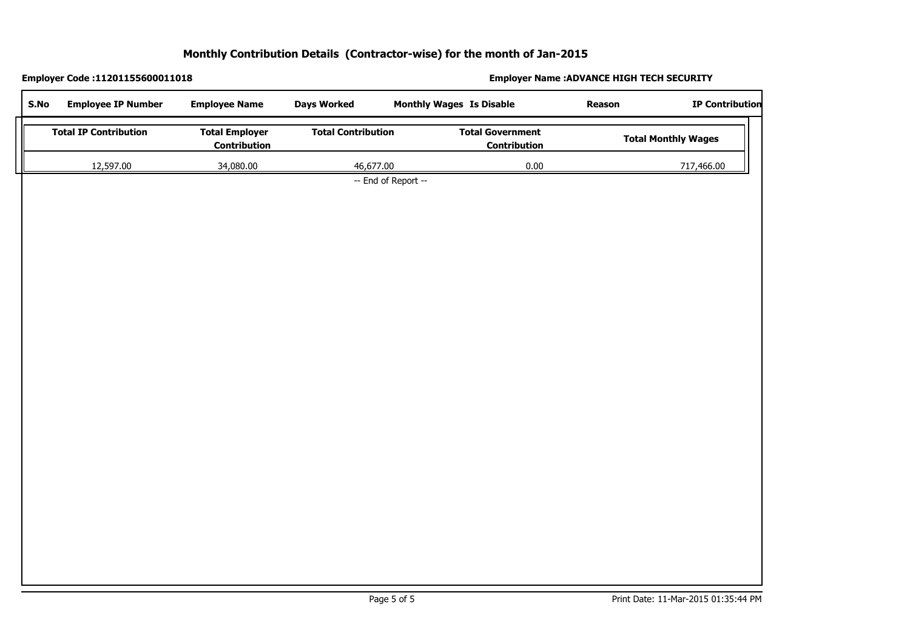## Monthly Contribution Details (Contractor-wise) for the month of Jan-2015

**Employer Code :11201155600011018** **Employer Name :ADVANCE HIGH TECH SECURITY**

| S.No | Employee IP Number | Employee Name | Days Worked | Monthly Wages | Is Disable | Reason | IP Contribution |
|---|---|---|---|---|---|---|---|

| Total IP Contribution | Total Employer Contribution | Total Contribution | Total Government Contribution | Total Monthly Wages |
|---|---|---|---|---|
| 12,597.00 | 34,080.00 | 46,677.00 | 0.00 | 717,466.00 |

-- End of Report --

Print Date: 11-Mar-2015 01:35:44 PM